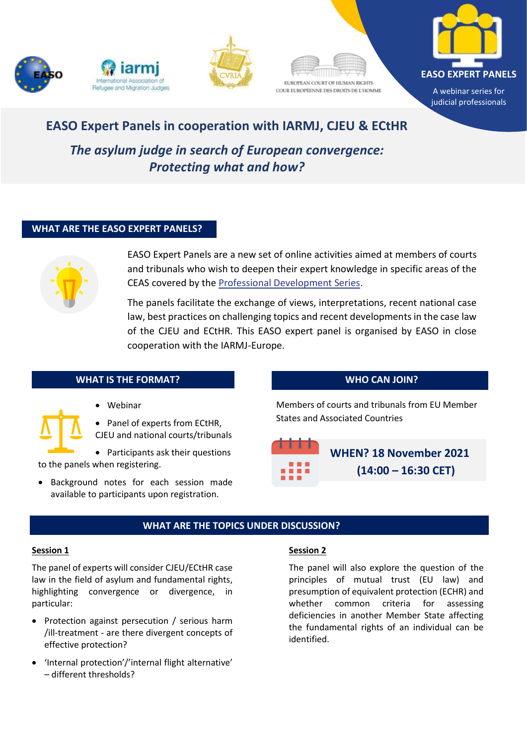**EASO EXPERT PANELS**

A webinar series for judicial professionals

# EASO Expert Panels in cooperation with IARMJ, CJEU & ECtHR

## *The asylum judge in search of European convergence: Protecting what and how?*

### WHAT ARE THE EASO EXPERT PANELS?

EASO Expert Panels are a new set of online activities aimed at members of courts and tribunals who wish to deepen their expert knowledge in specific areas of the CEAS covered by the Professional Development Series.

The panels facilitate the exchange of views, interpretations, recent national case law, best practices on challenging topics and recent developments in the case law of the CJEU and ECtHR. This EASO expert panel is organised by EASO in close cooperation with the IARMJ-Europe.

### WHAT IS THE FORMAT?

- Webinar
- Panel of experts from ECtHR, CJEU and national courts/tribunals
- Participants ask their questions to the panels when registering.
- Background notes for each session made available to participants upon registration.

### WHO CAN JOIN?

Members of courts and tribunals from EU Member States and Associated Countries

**WHEN? 18 November 2021 (14:00 – 16:30 CET)**

### WHAT ARE THE TOPICS UNDER DISCUSSION?

**Session 1**

The panel of experts will consider CJEU/ECtHR case law in the field of asylum and fundamental rights, highlighting convergence or divergence, in particular:

- Protection against persecution / serious harm /ill-treatment - are there divergent concepts of effective protection?
- 'Internal protection'/'internal flight alternative' – different thresholds?

**Session 2**

The panel will also explore the question of the principles of mutual trust (EU law) and presumption of equivalent protection (ECHR) and whether common criteria for assessing deficiencies in another Member State affecting the fundamental rights of an individual can be identified.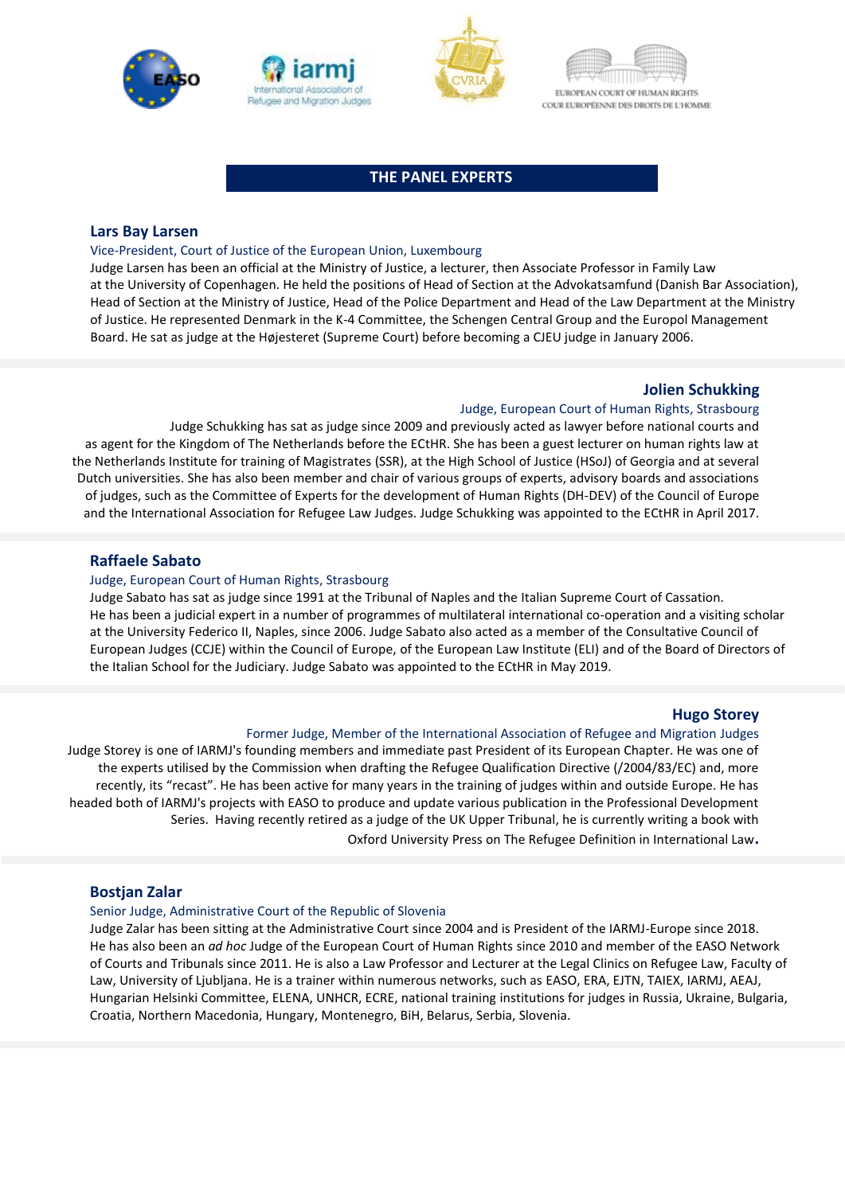## THE PANEL EXPERTS

### Lars Bay Larsen

Vice-President, Court of Justice of the European Union, Luxembourg

Judge Larsen has been an official at the Ministry of Justice, a lecturer, then Associate Professor in Family Law at the University of Copenhagen. He held the positions of Head of Section at the Advokatsamfund (Danish Bar Association), Head of Section at the Ministry of Justice, Head of the Police Department and Head of the Law Department at the Ministry of Justice. He represented Denmark in the K-4 Committee, the Schengen Central Group and the Europol Management Board. He sat as judge at the Højesteret (Supreme Court) before becoming a CJEU judge in January 2006.

### Jolien Schukking

Judge, European Court of Human Rights, Strasbourg

Judge Schukking has sat as judge since 2009 and previously acted as lawyer before national courts and as agent for the Kingdom of The Netherlands before the ECtHR. She has been a guest lecturer on human rights law at the Netherlands Institute for training of Magistrates (SSR), at the High School of Justice (HSoJ) of Georgia and at several Dutch universities. She has also been member and chair of various groups of experts, advisory boards and associations of judges, such as the Committee of Experts for the development of Human Rights (DH-DEV) of the Council of Europe and the International Association for Refugee Law Judges. Judge Schukking was appointed to the ECtHR in April 2017.

### Raffaele Sabato

Judge, European Court of Human Rights, Strasbourg

Judge Sabato has sat as judge since 1991 at the Tribunal of Naples and the Italian Supreme Court of Cassation. He has been a judicial expert in a number of programmes of multilateral international co-operation and a visiting scholar at the University Federico II, Naples, since 2006. Judge Sabato also acted as a member of the Consultative Council of European Judges (CCJE) within the Council of Europe, of the European Law Institute (ELI) and of the Board of Directors of the Italian School for the Judiciary. Judge Sabato was appointed to the ECtHR in May 2019.

### Hugo Storey

Former Judge, Member of the International Association of Refugee and Migration Judges

Judge Storey is one of IARMJ's founding members and immediate past President of its European Chapter. He was one of the experts utilised by the Commission when drafting the Refugee Qualification Directive (/2004/83/EC) and, more recently, its "recast". He has been active for many years in the training of judges within and outside Europe. He has headed both of IARMJ's projects with EASO to produce and update various publication in the Professional Development Series. Having recently retired as a judge of the UK Upper Tribunal, he is currently writing a book with Oxford University Press on The Refugee Definition in International Law.

### Bostjan Zalar

Senior Judge, Administrative Court of the Republic of Slovenia

Judge Zalar has been sitting at the Administrative Court since 2004 and is President of the IARMJ-Europe since 2018. He has also been an *ad hoc* Judge of the European Court of Human Rights since 2010 and member of the EASO Network of Courts and Tribunals since 2011. He is also a Law Professor and Lecturer at the Legal Clinics on Refugee Law, Faculty of Law, University of Ljubljana. He is a trainer within numerous networks, such as EASO, ERA, EJTN, TAIEX, IARMJ, AEAJ, Hungarian Helsinki Committee, ELENA, UNHCR, ECRE, national training institutions for judges in Russia, Ukraine, Bulgaria, Croatia, Northern Macedonia, Hungary, Montenegro, BiH, Belarus, Serbia, Slovenia.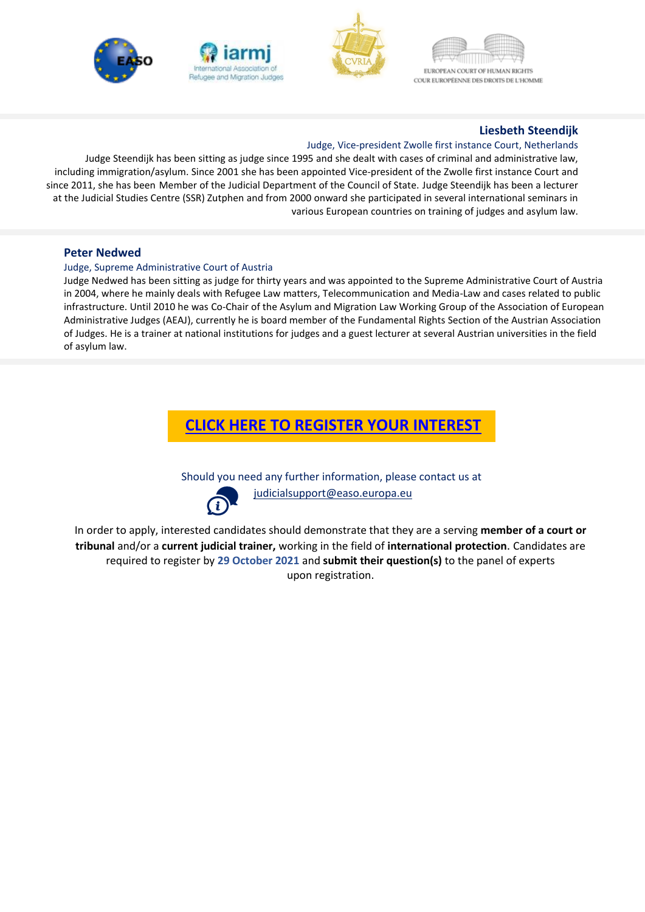### Liesbeth Steendijk

Judge, Vice-president Zwolle first instance Court, Netherlands

Judge Steendijk has been sitting as judge since 1995 and she dealt with cases of criminal and administrative law, including immigration/asylum. Since 2001 she has been appointed Vice-president of the Zwolle first instance Court and since 2011, she has been Member of the Judicial Department of the Council of State. Judge Steendijk has been a lecturer at the Judicial Studies Centre (SSR) Zutphen and from 2000 onward she participated in several international seminars in various European countries on training of judges and asylum law.

### Peter Nedwed

Judge, Supreme Administrative Court of Austria

Judge Nedwed has been sitting as judge for thirty years and was appointed to the Supreme Administrative Court of Austria in 2004, where he mainly deals with Refugee Law matters, Telecommunication and Media-Law and cases related to public infrastructure. Until 2010 he was Co-Chair of the Asylum and Migration Law Working Group of the Association of European Administrative Judges (AEAJ), currently he is board member of the Fundamental Rights Section of the Austrian Association of Judges. He is a trainer at national institutions for judges and a guest lecturer at several Austrian universities in the field of asylum law.

**CLICK HERE TO REGISTER YOUR INTEREST**

Should you need any further information, please contact us at judicialsupport@easo.europa.eu

In order to apply, interested candidates should demonstrate that they are a serving **member of a court or tribunal** and/or a **current judicial trainer,** working in the field of **international protection**. Candidates are required to register by **29 October 2021** and **submit their question(s)** to the panel of experts upon registration.